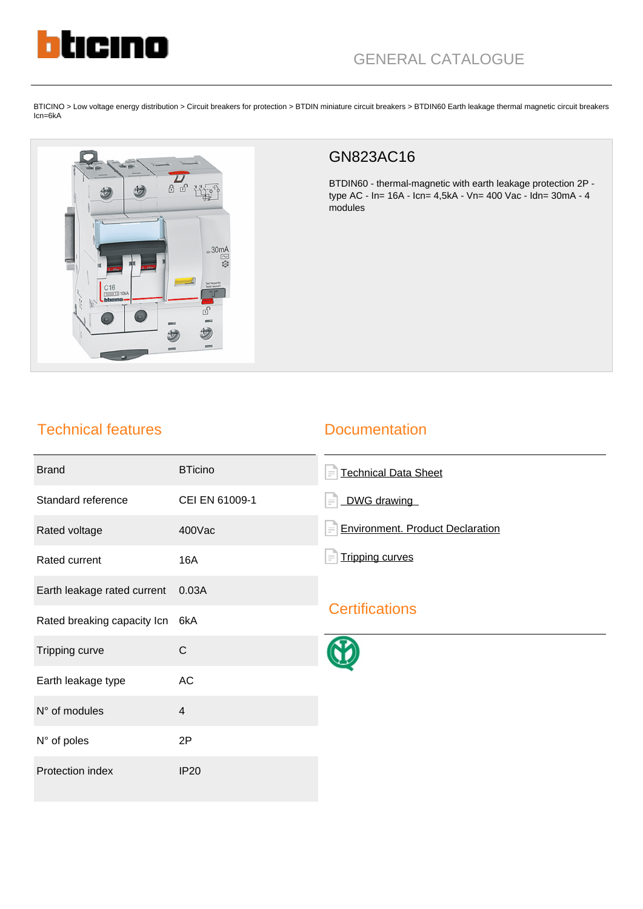GENERAL CATALOGUE

BTICINO > Low voltage energy distribution > Circuit breakers for protection > BTDIN miniature circuit breakers > BTDIN60 Earth leakage thermal magnetic circuit breakers Icn=6kA

# GN823AC16

BTDIN60 - thermal-magnetic with earth leakage protection 2P - type AC - In= 16A - Icn= 4,5kA - Vn= 400 Vac - Idn= 30mA - 4 modules

## Technical features

| | |
|---|---|
| Brand | BTicino |
| Standard reference | CEI EN 61009-1 |
| Rated voltage | 400Vac |
| Rated current | 16A |
| Earth leakage rated current | 0.03A |
| Rated breaking capacity Icn | 6kA |
| Tripping curve | C |
| Earth leakage type | AC |
| N° of modules | 4 |
| N° of poles | 2P |
| Protection index | IP20 |

## Documentation

- Technical Data Sheet
- DWG drawing
- Environment. Product Declaration
- Tripping curves

## Certifications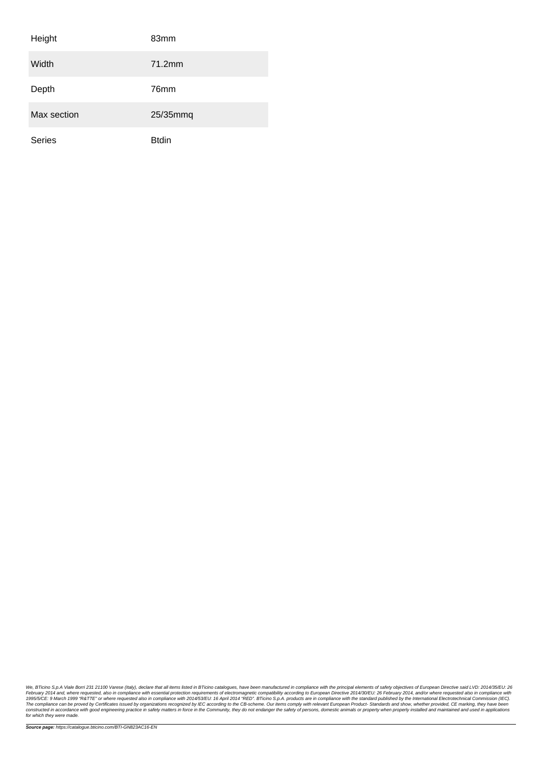| | |
|---|---|
| Height | 83mm |
| Width | 71.2mm |
| Depth | 76mm |
| Max section | 25/35mmq |
| Series | Btdin |

*We, BTicino S.p.A Viale Borri 231 21100 Varese (Italy), declare that all items listed in BTicino catalogues, have been manufactured in compliance with the principal elements of safety objectives of European Directive said LVD: 2014/35/EU: 26 February 2014 and, where requested, also in compliance with essential protection requirements of electromagnetic compatibility according to European Directive 2014/30/EU: 26 February 2014, and/or where requested also in compliance with 1995/5/CE: 9 March 1999 "R&TTE" or where requested also in compliance with 2014/53/EU: 16 April 2014 "RED". BTicino S.p.A. products are in compliance with the standard published by the International Electrotechnical Commission (IEC). The compliance can be proved by Certificates issued by organizations recognized by IEC according to the CB-scheme. Our items comply with relevant European Product- Standards and show, whether provided, CE marking, they have been constructed in accordance with good engineering practice in safety matters in force in the Community, they do not endanger the safety of persons, domestic animals or property when properly installed and maintained and used in applications for which they were made.*

***Source page:*** *https://catalogue.bticino.com/BTI-GN823AC16-EN*